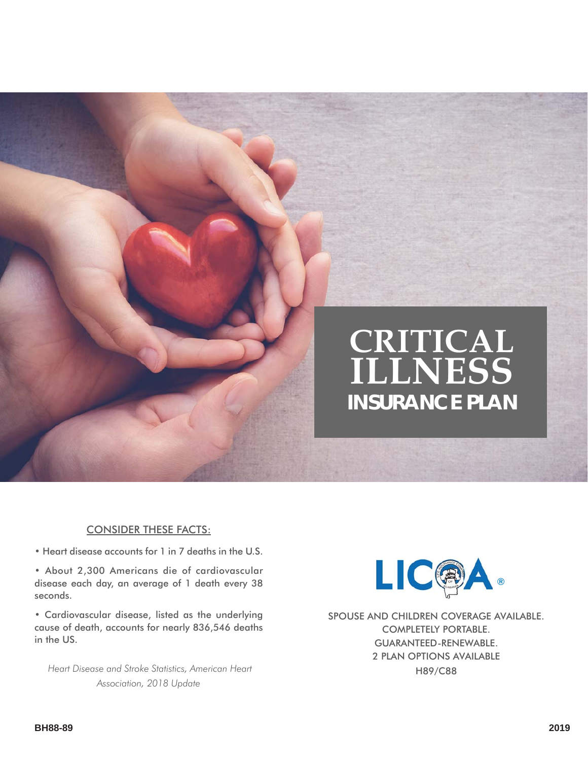# CRITICAL ILLNESS

## INSURANCE PLAN

CONSIDER THESE FACTS:

- Heart disease accounts for 1 in 7 deaths in the U.S.
- About 2,300 Americans die of cardiovascular disease each day, an average of 1 death every 38 seconds.
- Cardiovascular disease, listed as the underlying cause of death, accounts for nearly 836,546 deaths in the US.

*Heart Disease and Stroke Statistics, American Heart Association, 2018 Update*

LICOA®

SPOUSE AND CHILDREN COVERAGE AVAILABLE.
COMPLETELY PORTABLE.
GUARANTEED-RENEWABLE.
2 PLAN OPTIONS AVAILABLE
H89/C88

BH88-89

2019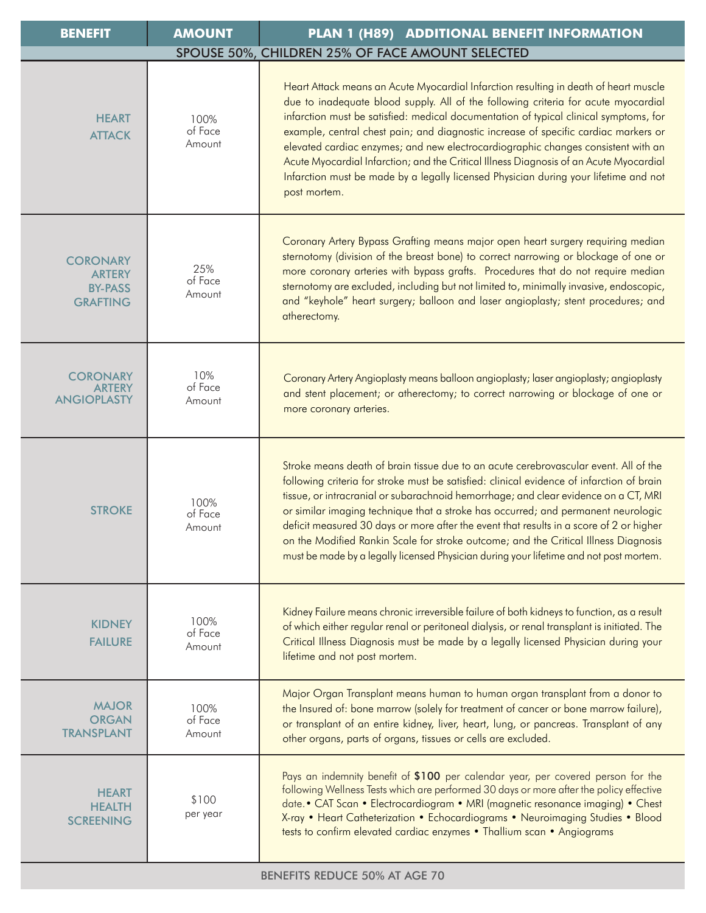| BENEFIT | AMOUNT | PLAN 1 (H89) ADDITIONAL BENEFIT INFORMATION |
|---|---|---|
| SPOUSE 50%, CHILDREN 25% OF FACE AMOUNT SELECTED | | |
| HEART ATTACK | 100% of Face Amount | Heart Attack means an Acute Myocardial Infarction resulting in death of heart muscle due to inadequate blood supply. All of the following criteria for acute myocardial infarction must be satisfied: medical documentation of typical clinical symptoms, for example, central chest pain; and diagnostic increase of specific cardiac markers or elevated cardiac enzymes; and new electrocardiographic changes consistent with an Acute Myocardial Infarction; and the Critical Illness Diagnosis of an Acute Myocardial Infarction must be made by a legally licensed Physician during your lifetime and not post mortem. |
| CORONARY ARTERY BY-PASS GRAFTING | 25% of Face Amount | Coronary Artery Bypass Grafting means major open heart surgery requiring median sternotomy (division of the breast bone) to correct narrowing or blockage of one or more coronary arteries with bypass grafts. Procedures that do not require median sternotomy are excluded, including but not limited to, minimally invasive, endoscopic, and "keyhole" heart surgery; balloon and laser angioplasty; stent procedures; and atherectomy. |
| CORONARY ARTERY ANGIOPLASTY | 10% of Face Amount | Coronary Artery Angioplasty means balloon angioplasty; laser angioplasty; angioplasty and stent placement; or atherectomy; to correct narrowing or blockage of one or more coronary arteries. |
| STROKE | 100% of Face Amount | Stroke means death of brain tissue due to an acute cerebrovascular event. All of the following criteria for stroke must be satisfied: clinical evidence of infarction of brain tissue, or intracranial or subarachnoid hemorrhage; and clear evidence on a CT, MRI or similar imaging technique that a stroke has occurred; and permanent neurologic deficit measured 30 days or more after the event that results in a score of 2 or higher on the Modified Rankin Scale for stroke outcome; and the Critical Illness Diagnosis must be made by a legally licensed Physician during your lifetime and not post mortem. |
| KIDNEY FAILURE | 100% of Face Amount | Kidney Failure means chronic irreversible failure of both kidneys to function, as a result of which either regular renal or peritoneal dialysis, or renal transplant is initiated. The Critical Illness Diagnosis must be made by a legally licensed Physician during your lifetime and not post mortem. |
| MAJOR ORGAN TRANSPLANT | 100% of Face Amount | Major Organ Transplant means human to human organ transplant from a donor to the Insured of: bone marrow (solely for treatment of cancer or bone marrow failure), or transplant of an entire kidney, liver, heart, lung, or pancreas. Transplant of any other organs, parts of organs, tissues or cells are excluded. |
| HEART HEALTH SCREENING | $100 per year | Pays an indemnity benefit of **$100** per calendar year, per covered person for the following Wellness Tests which are performed 30 days or more after the policy effective date. • CAT Scan • Electrocardiogram • MRI (magnetic resonance imaging) • Chest X-ray • Heart Catheterization • Echocardiograms • Neuroimaging Studies • Blood tests to confirm elevated cardiac enzymes • Thallium scan • Angiograms |
| BENEFITS REDUCE 50% AT AGE 70 | | |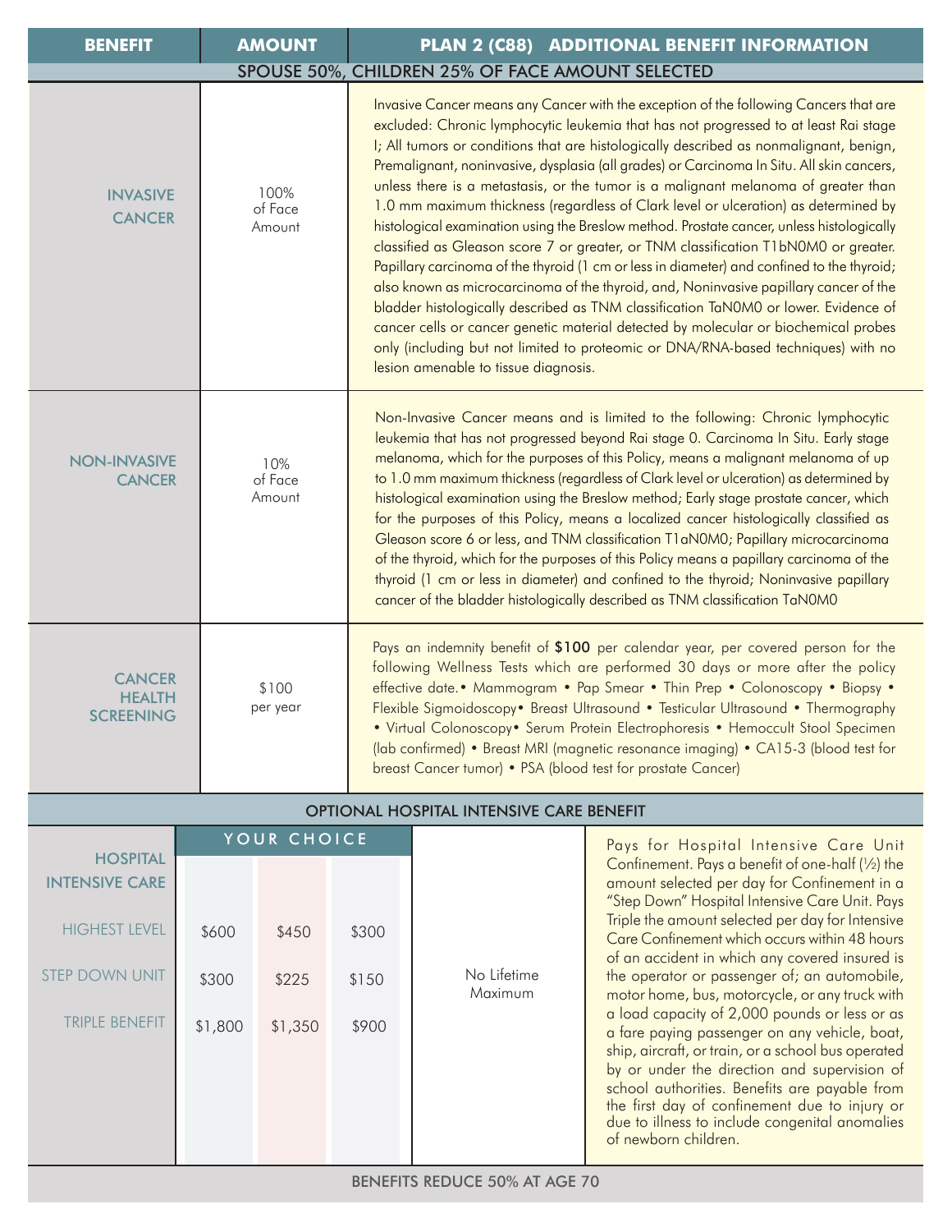| BENEFIT | AMOUNT | PLAN 2 (C88) ADDITIONAL BENEFIT INFORMATION |
|---|---|---|
| **SPOUSE 50%, CHILDREN 25% OF FACE AMOUNT SELECTED** | | |
| **INVASIVE CANCER** | 100% of Face Amount | Invasive Cancer means any Cancer with the exception of the following Cancers that are excluded: Chronic lymphocytic leukemia that has not progressed to at least Rai stage I; All tumors or conditions that are histologically described as nonmalignant, benign, Premalignant, noninvasive, dysplasia (all grades) or Carcinoma In Situ. All skin cancers, unless there is a metastasis, or the tumor is a malignant melanoma of greater than 1.0 mm maximum thickness (regardless of Clark level or ulceration) as determined by histological examination using the Breslow method. Prostate cancer, unless histologically classified as Gleason score 7 or greater, or TNM classification T1bN0M0 or greater. Papillary carcinoma of the thyroid (1 cm or less in diameter) and confined to the thyroid; also known as microcarcinoma of the thyroid, and, Noninvasive papillary cancer of the bladder histologically described as TNM classification TaN0M0 or lower. Evidence of cancer cells or cancer genetic material detected by molecular or biochemical probes only (including but not limited to proteomic or DNA/RNA-based techniques) with no lesion amenable to tissue diagnosis. |
| **NON-INVASIVE CANCER** | 10% of Face Amount | Non-Invasive Cancer means and is limited to the following: Chronic lymphocytic leukemia that has not progressed beyond Rai stage 0. Carcinoma In Situ. Early stage melanoma, which for the purposes of this Policy, means a malignant melanoma of up to 1.0 mm maximum thickness (regardless of Clark level or ulceration) as determined by histological examination using the Breslow method; Early stage prostate cancer, which for the purposes of this Policy, means a localized cancer histologically classified as Gleason score 6 or less, and TNM classification T1aN0M0; Papillary microcarcinoma of the thyroid, which for the purposes of this Policy means a papillary carcinoma of the thyroid (1 cm or less in diameter) and confined to the thyroid; Noninvasive papillary cancer of the bladder histologically described as TNM classification TaN0M0 |
| **CANCER HEALTH SCREENING** | $100 per year | Pays an indemnity benefit of **$100** per calendar year, per covered person for the following Wellness Tests which are performed 30 days or more after the policy effective date. • Mammogram • Pap Smear • Thin Prep • Colonoscopy • Biopsy • Flexible Sigmoidoscopy • Breast Ultrasound • Testicular Ultrasound • Thermography • Virtual Colonoscopy • Serum Protein Electrophoresis • Hemoccult Stool Specimen (lab confirmed) • Breast MRI (magnetic resonance imaging) • CA15-3 (blood test for breast Cancer tumor) • PSA (blood test for prostate Cancer) |

## OPTIONAL HOSPITAL INTENSIVE CARE BENEFIT

| HOSPITAL INTENSIVE CARE | YOUR CHOICE | | | | |
|---|---|---|---|---|---|
| HIGHEST LEVEL | $600 | $450 | $300 | No Lifetime Maximum | Pays for Hospital Intensive Care Unit Confinement. Pays a benefit of one-half (½) the amount selected per day for Confinement in a "Step Down" Hospital Intensive Care Unit. Pays Triple the amount selected per day for Intensive Care Confinement which occurs within 48 hours of an accident in which any covered insured is the operator or passenger of; an automobile, motor home, bus, motorcycle, or any truck with a load capacity of 2,000 pounds or less or as a fare paying passenger on any vehicle, boat, ship, aircraft, or train, or a school bus operated by or under the direction and supervision of school authorities. Benefits are payable from the first day of confinement due to injury or due to illness to include congenital anomalies of newborn children. |
| STEP DOWN UNIT | $300 | $225 | $150 | | |
| TRIPLE BENEFIT | $1,800 | $1,350 | $900 | | |

BENEFITS REDUCE 50% AT AGE 70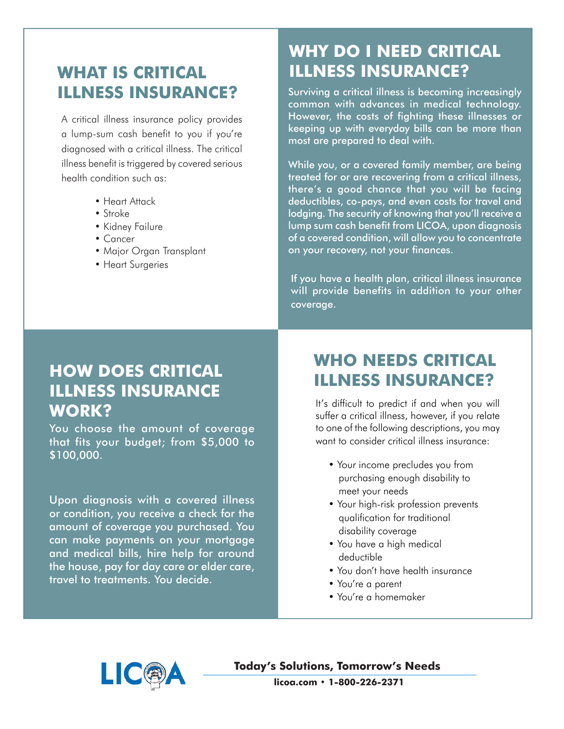## WHAT IS CRITICAL ILLNESS INSURANCE?

A critical illness insurance policy provides a lump-sum cash benefit to you if you're diagnosed with a critical illness. The critical illness benefit is triggered by covered serious health condition such as:

- Heart Attack
- Stroke
- Kidney Failure
- Cancer
- Major Organ Transplant
- Heart Surgeries

## WHY DO I NEED CRITICAL ILLNESS INSURANCE?

Surviving a critical illness is becoming increasingly common with advances in medical technology. However, the costs of fighting these illnesses or keeping up with everyday bills can be more than most are prepared to deal with.

While you, or a covered family member, are being treated for or are recovering from a critical illness, there's a good chance that you will be facing deductibles, co-pays, and even costs for travel and lodging. The security of knowing that you'll receive a lump sum cash benefit from LICOA, upon diagnosis of a covered condition, will allow you to concentrate on your recovery, not your finances.

If you have a health plan, critical illness insurance will provide benefits in addition to your other coverage.

## HOW DOES CRITICAL ILLNESS INSURANCE WORK?

You choose the amount of coverage that fits your budget; from $5,000 to $100,000.

Upon diagnosis with a covered illness or condition, you receive a check for the amount of coverage you purchased. You can make payments on your mortgage and medical bills, hire help for around the house, pay for day care or elder care, travel to treatments. You decide.

## WHO NEEDS CRITICAL ILLNESS INSURANCE?

It's difficult to predict if and when you will suffer a critical illness, however, if you relate to one of the following descriptions, you may want to consider critical illness insurance:

- Your income precludes you from purchasing enough disability to meet your needs
- Your high-risk profession prevents qualification for traditional disability coverage
- You have a high medical deductible
- You don't have health insurance
- You're a parent
- You're a homemaker

LICOA

**Today's Solutions, Tomorrow's Needs**

**licoa.com • 1-800-226-2371**